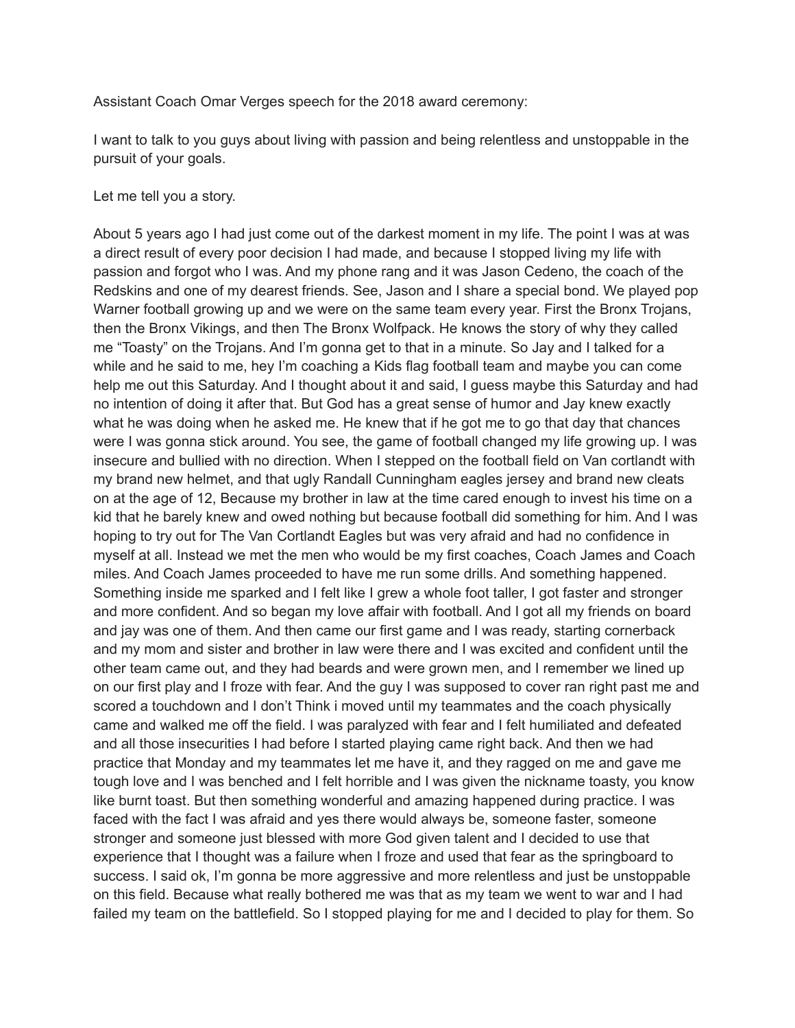Assistant Coach Omar Verges speech for the 2018 award ceremony:

I want to talk to you guys about living with passion and being relentless and unstoppable in the pursuit of your goals.

Let me tell you a story.

About 5 years ago I had just come out of the darkest moment in my life. The point I was at was a direct result of every poor decision I had made, and because I stopped living my life with passion and forgot who I was. And my phone rang and it was Jason Cedeno, the coach of the Redskins and one of my dearest friends. See, Jason and I share a special bond. We played pop Warner football growing up and we were on the same team every year. First the Bronx Trojans, then the Bronx Vikings, and then The Bronx Wolfpack. He knows the story of why they called me "Toasty" on the Trojans. And I'm gonna get to that in a minute. So Jay and I talked for a while and he said to me, hey I'm coaching a Kids flag football team and maybe you can come help me out this Saturday. And I thought about it and said, I guess maybe this Saturday and had no intention of doing it after that. But God has a great sense of humor and Jay knew exactly what he was doing when he asked me. He knew that if he got me to go that day that chances were I was gonna stick around. You see, the game of football changed my life growing up. I was insecure and bullied with no direction. When I stepped on the football field on Van cortlandt with my brand new helmet, and that ugly Randall Cunningham eagles jersey and brand new cleats on at the age of 12, Because my brother in law at the time cared enough to invest his time on a kid that he barely knew and owed nothing but because football did something for him. And I was hoping to try out for The Van Cortlandt Eagles but was very afraid and had no confidence in myself at all. Instead we met the men who would be my first coaches, Coach James and Coach miles. And Coach James proceeded to have me run some drills. And something happened. Something inside me sparked and I felt like I grew a whole foot taller, I got faster and stronger and more confident. And so began my love affair with football. And I got all my friends on board and jay was one of them. And then came our first game and I was ready, starting cornerback and my mom and sister and brother in law were there and I was excited and confident until the other team came out, and they had beards and were grown men, and I remember we lined up on our first play and I froze with fear. And the guy I was supposed to cover ran right past me and scored a touchdown and I don't Think i moved until my teammates and the coach physically came and walked me off the field. I was paralyzed with fear and I felt humiliated and defeated and all those insecurities I had before I started playing came right back. And then we had practice that Monday and my teammates let me have it, and they ragged on me and gave me tough love and I was benched and I felt horrible and I was given the nickname toasty, you know like burnt toast. But then something wonderful and amazing happened during practice. I was faced with the fact I was afraid and yes there would always be, someone faster, someone stronger and someone just blessed with more God given talent and I decided to use that experience that I thought was a failure when I froze and used that fear as the springboard to success. I said ok, I'm gonna be more aggressive and more relentless and just be unstoppable on this field. Because what really bothered me was that as my team we went to war and I had failed my team on the battlefield. So I stopped playing for me and I decided to play for them. So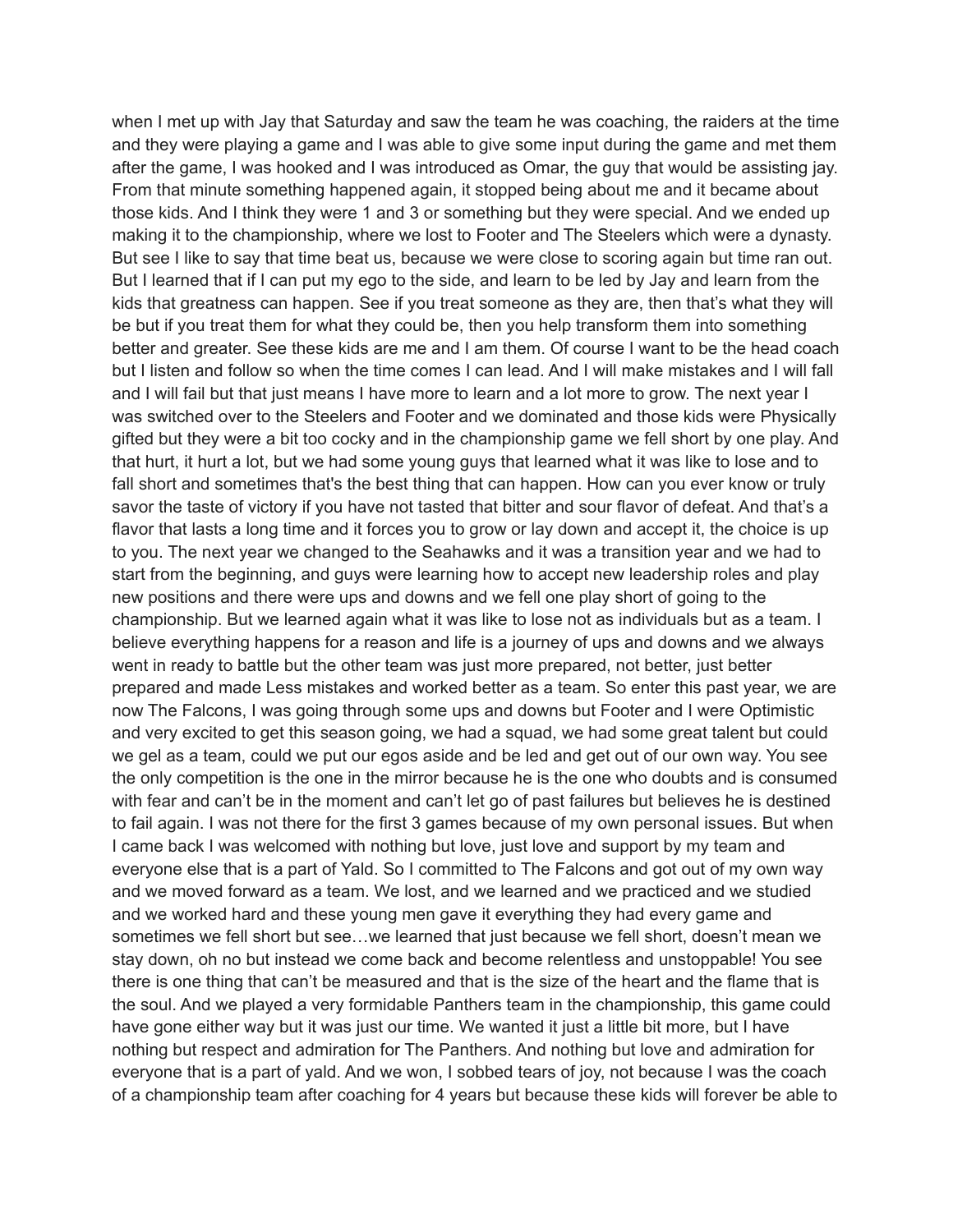when I met up with Jay that Saturday and saw the team he was coaching, the raiders at the time and they were playing a game and I was able to give some input during the game and met them after the game, I was hooked and I was introduced as Omar, the guy that would be assisting jay. From that minute something happened again, it stopped being about me and it became about those kids. And I think they were 1 and 3 or something but they were special. And we ended up making it to the championship, where we lost to Footer and The Steelers which were a dynasty. But see I like to say that time beat us, because we were close to scoring again but time ran out. But I learned that if I can put my ego to the side, and learn to be led by Jay and learn from the kids that greatness can happen. See if you treat someone as they are, then that's what they will be but if you treat them for what they could be, then you help transform them into something better and greater. See these kids are me and I am them. Of course I want to be the head coach but I listen and follow so when the time comes I can lead. And I will make mistakes and I will fall and I will fail but that just means I have more to learn and a lot more to grow. The next year I was switched over to the Steelers and Footer and we dominated and those kids were Physically gifted but they were a bit too cocky and in the championship game we fell short by one play. And that hurt, it hurt a lot, but we had some young guys that learned what it was like to lose and to fall short and sometimes that's the best thing that can happen. How can you ever know or truly savor the taste of victory if you have not tasted that bitter and sour flavor of defeat. And that's a flavor that lasts a long time and it forces you to grow or lay down and accept it, the choice is up to you. The next year we changed to the Seahawks and it was a transition year and we had to start from the beginning, and guys were learning how to accept new leadership roles and play new positions and there were ups and downs and we fell one play short of going to the championship. But we learned again what it was like to lose not as individuals but as a team. I believe everything happens for a reason and life is a journey of ups and downs and we always went in ready to battle but the other team was just more prepared, not better, just better prepared and made Less mistakes and worked better as a team. So enter this past year, we are now The Falcons, I was going through some ups and downs but Footer and I were Optimistic and very excited to get this season going, we had a squad, we had some great talent but could we gel as a team, could we put our egos aside and be led and get out of our own way. You see the only competition is the one in the mirror because he is the one who doubts and is consumed with fear and can't be in the moment and can't let go of past failures but believes he is destined to fail again. I was not there for the first 3 games because of my own personal issues. But when I came back I was welcomed with nothing but love, just love and support by my team and everyone else that is a part of Yald. So I committed to The Falcons and got out of my own way and we moved forward as a team. We lost, and we learned and we practiced and we studied and we worked hard and these young men gave it everything they had every game and sometimes we fell short but see…we learned that just because we fell short, doesn't mean we stay down, oh no but instead we come back and become relentless and unstoppable! You see there is one thing that can't be measured and that is the size of the heart and the flame that is the soul. And we played a very formidable Panthers team in the championship, this game could have gone either way but it was just our time. We wanted it just a little bit more, but I have nothing but respect and admiration for The Panthers. And nothing but love and admiration for everyone that is a part of yald. And we won, I sobbed tears of joy, not because I was the coach of a championship team after coaching for 4 years but because these kids will forever be able to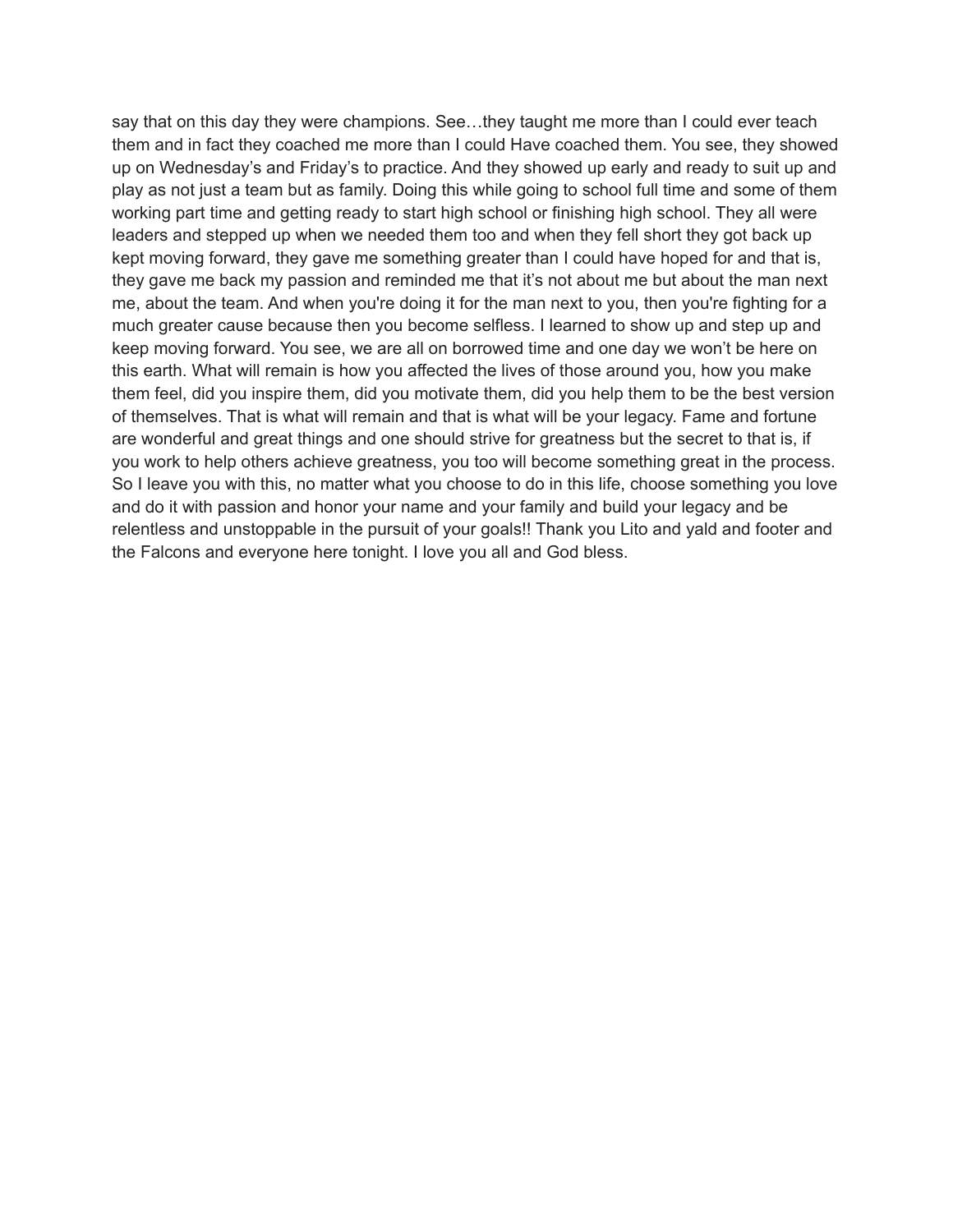say that on this day they were champions. See…they taught me more than I could ever teach them and in fact they coached me more than I could Have coached them. You see, they showed up on Wednesday's and Friday's to practice. And they showed up early and ready to suit up and play as not just a team but as family. Doing this while going to school full time and some of them working part time and getting ready to start high school or finishing high school. They all were leaders and stepped up when we needed them too and when they fell short they got back up kept moving forward, they gave me something greater than I could have hoped for and that is, they gave me back my passion and reminded me that it's not about me but about the man next me, about the team. And when you're doing it for the man next to you, then you're fighting for a much greater cause because then you become selfless. I learned to show up and step up and keep moving forward. You see, we are all on borrowed time and one day we won't be here on this earth. What will remain is how you affected the lives of those around you, how you make them feel, did you inspire them, did you motivate them, did you help them to be the best version of themselves. That is what will remain and that is what will be your legacy. Fame and fortune are wonderful and great things and one should strive for greatness but the secret to that is, if you work to help others achieve greatness, you too will become something great in the process. So I leave you with this, no matter what you choose to do in this life, choose something you love and do it with passion and honor your name and your family and build your legacy and be relentless and unstoppable in the pursuit of your goals!! Thank you Lito and yald and footer and the Falcons and everyone here tonight. I love you all and God bless.